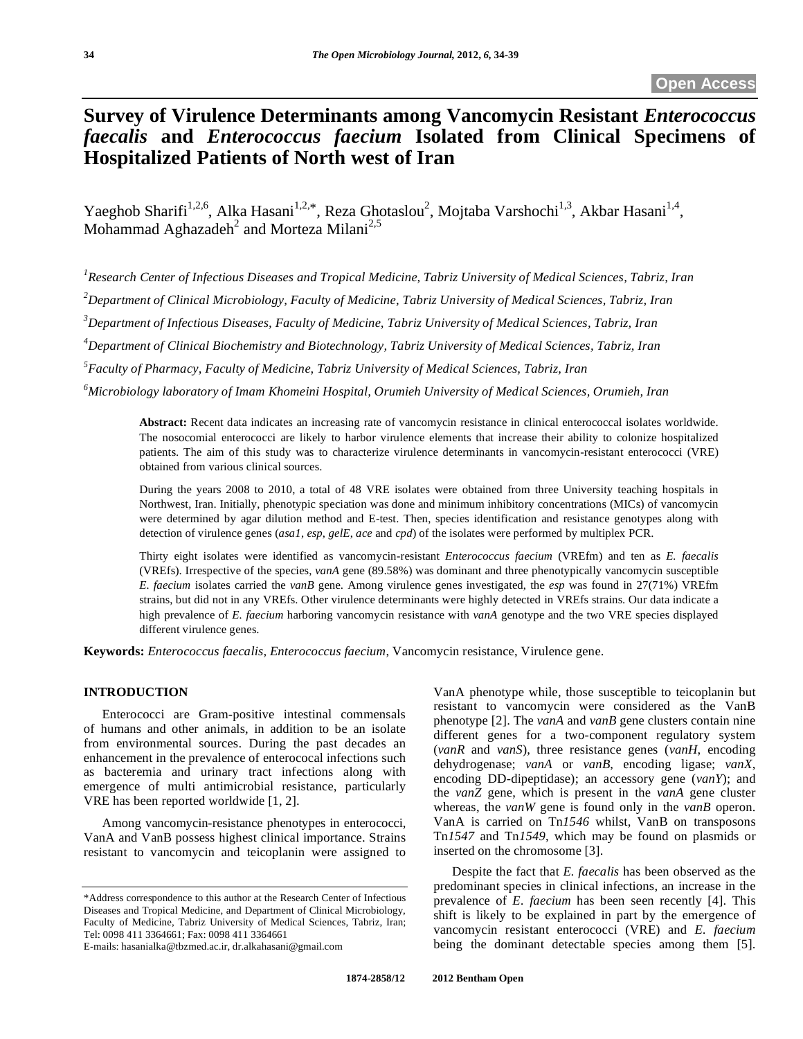# Survey of Virulence Determinants among Vancomycin Resistant *Enterococcus faecalis* and *Enterococcus faecium* Isolated from Clinical Specimens of Hospitalized Patients of North west of Iran

Yaeghob Sharifi[1,2,6], Alka Hasani[1,2,*], Reza Ghotaslou[2], Mojtaba Varshochi[1,3], Akbar Hasani[1,4], Mohammad Aghazadeh[2] and Morteza Milani[2,5]

[1]*Research Center of Infectious Diseases and Tropical Medicine, Tabriz University of Medical Sciences, Tabriz, Iran*

[2]*Department of Clinical Microbiology, Faculty of Medicine, Tabriz University of Medical Sciences, Tabriz, Iran*

[3]*Department of Infectious Diseases, Faculty of Medicine, Tabriz University of Medical Sciences, Tabriz, Iran*

[4]*Department of Clinical Biochemistry and Biotechnology, Tabriz University of Medical Sciences, Tabriz, Iran*

[5]*Faculty of Pharmacy, Faculty of Medicine, Tabriz University of Medical Sciences, Tabriz, Iran*

[6]*Microbiology laboratory of Imam Khomeini Hospital, Orumieh University of Medical Sciences, Orumieh, Iran*

**Abstract:** Recent data indicates an increasing rate of vancomycin resistance in clinical enterococcal isolates worldwide. The nosocomial enterococci are likely to harbor virulence elements that increase their ability to colonize hospitalized patients. The aim of this study was to characterize virulence determinants in vancomycin-resistant enterococci (VRE) obtained from various clinical sources.

During the years 2008 to 2010, a total of 48 VRE isolates were obtained from three University teaching hospitals in Northwest, Iran. Initially, phenotypic speciation was done and minimum inhibitory concentrations (MICs) of vancomycin were determined by agar dilution method and E-test. Then, species identification and resistance genotypes along with detection of virulence genes (*asa1*, *esp*, *gelE*, *ace* and *cpd*) of the isolates were performed by multiplex PCR.

Thirty eight isolates were identified as vancomycin-resistant *Enterococcus faecium* (VREfm) and ten as *E. faecalis* (VREfs). Irrespective of the species, *vanA* gene (89.58%) was dominant and three phenotypically vancomycin susceptible *E. faecium* isolates carried the *vanB* gene. Among virulence genes investigated, the *esp* was found in 27(71%) VREfm strains, but did not in any VREfs. Other virulence determinants were highly detected in VREfs strains. Our data indicate a high prevalence of *E. faecium* harboring vancomycin resistance with *vanA* genotype and the two VRE species displayed different virulence genes.

**Keywords:** *Enterococcus faecalis, Enterococcus faecium*, Vancomycin resistance, Virulence gene.

## INTRODUCTION

Enterococci are Gram-positive intestinal commensals of humans and other animals, in addition to be an isolate from environmental sources. During the past decades an enhancement in the prevalence of enterococal infections such as bacteremia and urinary tract infections along with emergence of multi antimicrobial resistance, particularly VRE has been reported worldwide [1, 2].

Among vancomycin-resistance phenotypes in enterococci, VanA and VanB possess highest clinical importance. Strains resistant to vancomycin and teicoplanin were assigned to VanA phenotype while, those susceptible to teicoplanin but resistant to vancomycin were considered as the VanB phenotype [2]. The *vanA* and *vanB* gene clusters contain nine different genes for a two-component regulatory system (*vanR* and *vanS*), three resistance genes (*vanH*, encoding dehydrogenase; *vanA* or *vanB*, encoding ligase; *vanX*, encoding DD-dipeptidase); an accessory gene (*vanY*); and the *vanZ* gene, which is present in the *vanA* gene cluster whereas, the *vanW* gene is found only in the *vanB* operon. VanA is carried on Tn*1546* whilst, VanB on transposons Tn*1547* and Tn*1549*, which may be found on plasmids or inserted on the chromosome [3].

Despite the fact that *E. faecalis* has been observed as the predominant species in clinical infections, an increase in the prevalence of *E. faecium* has been seen recently [4]. This shift is likely to be explained in part by the emergence of vancomycin resistant enterococci (VRE) and *E. faecium* being the dominant detectable species among them [5].

*Address correspondence to this author at the Research Center of Infectious Diseases and Tropical Medicine, and Department of Clinical Microbiology, Faculty of Medicine, Tabriz University of Medical Sciences, Tabriz, Iran; Tel: 0098 411 3364661; Fax: 0098 411 3364661
E-mails: hasanialka@tbzmed.ac.ir, dr.alkahasani@gmail.com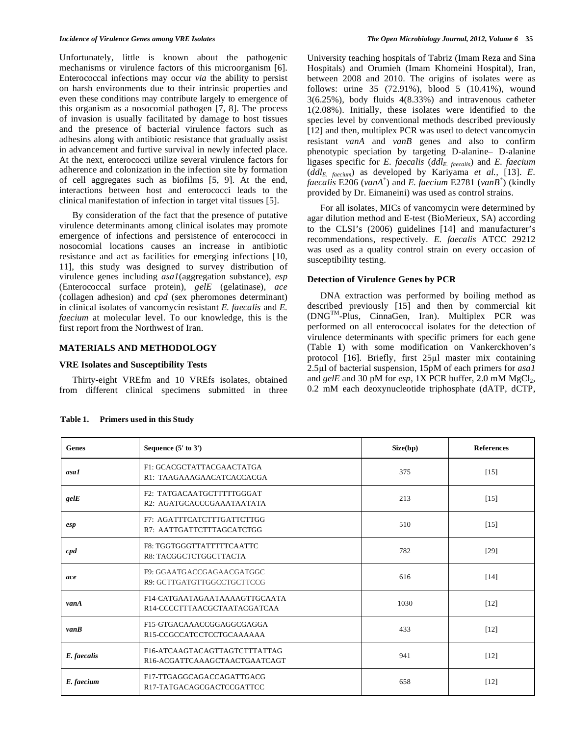Unfortunately, little is known about the pathogenic mechanisms or virulence factors of this microorganism [6]. Enterococcal infections may occur *via* the ability to persist on harsh environments due to their intrinsic properties and even these conditions may contribute largely to emergence of this organism as a nosocomial pathogen [7, 8]. The process of invasion is usually facilitated by damage to host tissues and the presence of bacterial virulence factors such as adhesins along with antibiotic resistance that gradually assist in advancement and furtive survival in newly infected place. At the next, enterococci utilize several virulence factors for adherence and colonization in the infection site by formation of cell aggregates such as biofilms [5, 9]. At the end, interactions between host and enterococci leads to the clinical manifestation of infection in target vital tissues [5].

By consideration of the fact that the presence of putative virulence determinants among clinical isolates may promote emergence of infections and persistence of enterococci in nosocomial locations causes an increase in antibiotic resistance and act as facilities for emerging infections [10, 11], this study was designed to survey distribution of virulence genes including *asa1*(aggregation substance), *esp* (Enterococcal surface protein), *gelE* (gelatinase), *ace* (collagen adhesion) and *cpd* (sex pheromones determinant) in clinical isolates of vancomycin resistant *E. faecalis* and *E. faecium* at molecular level. To our knowledge, this is the first report from the Northwest of Iran.

## MATERIALS AND METHODOLOGY

### VRE Isolates and Susceptibility Tests

Thirty-eight VREfm and 10 VREfs isolates, obtained from different clinical specimens submitted in three University teaching hospitals of Tabriz (Imam Reza and Sina Hospitals) and Orumieh (Imam Khomeini Hospital), Iran, between 2008 and 2010. The origins of isolates were as follows: urine 35 (72.91%), blood 5 (10.41%), wound 3(6.25%), body fluids 4(8.33%) and intravenous catheter 1(2.08%). Initially, these isolates were identified to the species level by conventional methods described previously [12] and then, multiplex PCR was used to detect vancomycin resistant *vanA* and *vanB* genes and also to confirm phenotypic speciation by targeting D-alanine– D-alanine ligases specific for *E. faecalis* ($ddl_{E.\ faecalis}$) and *E. faecium* ($ddl_{E.\ faecium}$) as developed by Kariyama *et al.,* [13]. *E. faecalis* E206 (*vanA*$^+$) and *E. faecium* E2781 (*vanB*$^+$) (kindly provided by Dr. Eimaneini) was used as control strains.

For all isolates, MICs of vancomycin were determined by agar dilution method and E-test (BioMerieux, SA) according to the CLSI's (2006) guidelines [14] and manufacturer's recommendations, respectively. *E. faecalis* ATCC 29212 was used as a quality control strain on every occasion of susceptibility testing.

### Detection of Virulence Genes by PCR

DNA extraction was performed by boiling method as described previously [15] and then by commercial kit (DNG™-Plus, CinnaGen, Iran). Multiplex PCR was performed on all enterococcal isolates for the detection of virulence determinants with specific primers for each gene (Table **1**) with some modification on Vankerckhoven's protocol [16]. Briefly, first 25μl master mix containing 2.5μl of bacterial suspension, 15pM of each primers for *asa1* and *gelE* and 30 pM for *esp*, 1X PCR buffer, 2.0 mM $MgCl_2$, 0.2 mM each deoxynucleotide triphosphate (dATP, dCTP,

**Table 1. Primers used in this Study**

| Genes | Sequence (5' to 3') | Size(bp) | References |
|---|---|---|---|
| ***asa1*** | F1: GCACGCTATTACGAACTATGA<br>R1: TAAGAAAGAACATCACCACGA | 375 | [15] |
| ***gelE*** | F2: TATGACAATGCTTTTTGGGAT<br>R2: AGATGCACCCGAAATAATATA | 213 | [15] |
| ***esp*** | F7: AGATTTCATCTTTGATTCTTGG<br>R7: AATTGATTCTTTAGCATCTGG | 510 | [15] |
| ***cpd*** | F8: TGGTGGGTTATTTTTCAATTC<br>R8: TACGGCTCTGGCTTACTA | 782 | [29] |
| ***ace*** | F9: GGAATGACCGAGAACGATGGC<br>R9: GCTTGATGTTGGCCTGCTTCCG | 616 | [14] |
| ***vanA*** | F14-CATGAATAGAATAAAAGTTGCAATA<br>R14-CCCCTTTAACGCTAATACGATCAA | 1030 | [12] |
| ***vanB*** | F15-GTGACAAACCGGAGGCGAGGA<br>R15-CCGCCATCCTCCTGCAAAAAA | 433 | [12] |
| ***E. faecalis*** | F16-ATCAAGTACAGTTAGTCTTTATTAG<br>R16-ACGATTCAAAGCTAACTGAATCAGT | 941 | [12] |
| ***E. faecium*** | F17-TTGAGGCAGACCAGATTGACG<br>R17-TATGACAGCGACTCCGATTCC | 658 | [12] |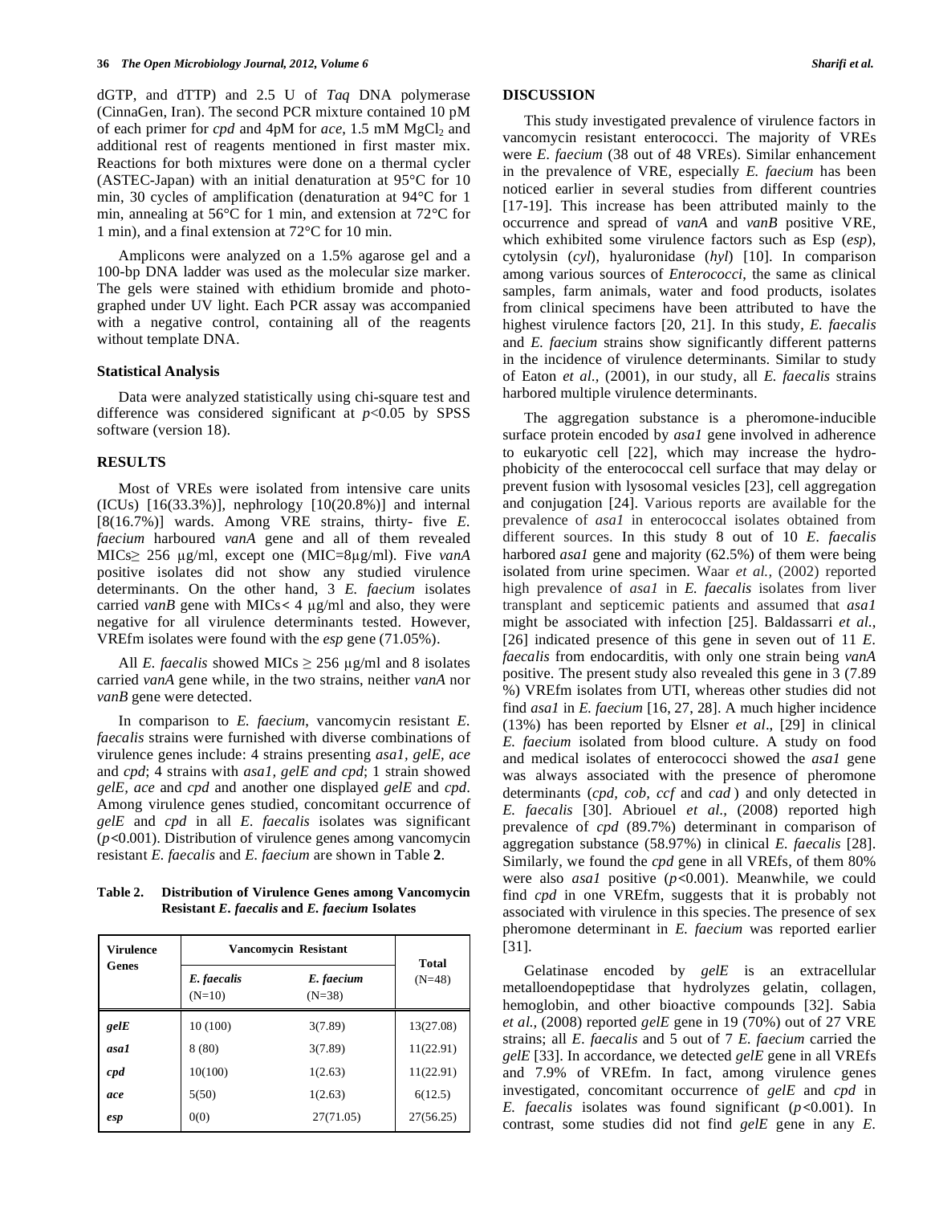dGTP, and dTTP) and 2.5 U of *Taq* DNA polymerase (CinnaGen, Iran). The second PCR mixture contained 10 pM of each primer for *cpd* and 4pM for *ace*, 1.5 mM $MgCl_2$ and additional rest of reagents mentioned in first master mix. Reactions for both mixtures were done on a thermal cycler (ASTEC-Japan) with an initial denaturation at 95°C for 10 min, 30 cycles of amplification (denaturation at 94°C for 1 min, annealing at 56°C for 1 min, and extension at 72°C for 1 min), and a final extension at 72°C for 10 min.

Amplicons were analyzed on a 1.5% agarose gel and a 100-bp DNA ladder was used as the molecular size marker. The gels were stained with ethidium bromide and photographed under UV light. Each PCR assay was accompanied with a negative control, containing all of the reagents without template DNA.

### Statistical Analysis

Data were analyzed statistically using chi-square test and difference was considered significant at $p<0.05$ by SPSS software (version 18).

## RESULTS

Most of VREs were isolated from intensive care units (ICUs) [16(33.3%)], nephrology [10(20.8%)] and internal [8(16.7%)] wards. Among VRE strains, thirty- five *E. faecium* harboured *vanA* gene and all of them revealed MICs≥ 256 µg/ml, except one (MIC=8µg/ml). Five *vanA* positive isolates did not show any studied virulence determinants. On the other hand, 3 *E. faecium* isolates carried *vanB* gene with MICs< 4 µg/ml and also, they were negative for all virulence determinants tested. However, VREfm isolates were found with the *esp* gene (71.05%).

All *E. faecalis* showed MICs ≥ 256 µg/ml and 8 isolates carried *vanA* gene while, in the two strains, neither *vanA* nor *vanB* gene were detected.

In comparison to *E. faecium*, vancomycin resistant *E. faecalis* strains were furnished with diverse combinations of virulence genes include: 4 strains presenting *asa1, gelE, ace* and *cpd*; 4 strains with *asa1, gelE and cpd*; 1 strain showed *gelE, ace* and *cpd* and another one displayed *gelE* and *cpd*. Among virulence genes studied, concomitant occurrence of *gelE* and *cpd* in all *E. faecalis* isolates was significant ($p<0.001$). Distribution of virulence genes among vancomycin resistant *E. faecalis* and *E. faecium* are shown in Table **2**.

**Table 2. Distribution of Virulence Genes among Vancomycin Resistant *E. faecalis* and *E. faecium* Isolates**

| Virulence Genes | Vancomycin Resistant | | Total (N=48) |
|---|---|---|---|
| | *E. faecalis* (N=10) | *E. faecium* (N=38) | |
| ***gelE*** | 10 (100) | 3(7.89) | 13(27.08) |
| ***asa1*** | 8 (80) | 3(7.89) | 11(22.91) |
| ***cpd*** | 10(100) | 1(2.63) | 11(22.91) |
| ***ace*** | 5(50) | 1(2.63) | 6(12.5) |
| ***esp*** | 0(0) | 27(71.05) | 27(56.25) |

## DISCUSSION

This study investigated prevalence of virulence factors in vancomycin resistant enterococci. The majority of VREs were *E. faecium* (38 out of 48 VREs). Similar enhancement in the prevalence of VRE, especially *E. faecium* has been noticed earlier in several studies from different countries [17-19]. This increase has been attributed mainly to the occurrence and spread of *vanA* and *vanB* positive VRE, which exhibited some virulence factors such as Esp (*esp*), cytolysin (*cyl*), hyaluronidase (*hyl*) [10]. In comparison among various sources of *Enterococci*, the same as clinical samples, farm animals, water and food products, isolates from clinical specimens have been attributed to have the highest virulence factors [20, 21]. In this study, *E. faecalis* and *E. faecium* strains show significantly different patterns in the incidence of virulence determinants. Similar to study of Eaton *et al.*, (2001), in our study, all *E. faecalis* strains harbored multiple virulence determinants.

The aggregation substance is a pheromone-inducible surface protein encoded by *asa1* gene involved in adherence to eukaryotic cell [22], which may increase the hydrophobicity of the enterococcal cell surface that may delay or prevent fusion with lysosomal vesicles [23], cell aggregation and conjugation [24]. Various reports are available for the prevalence of *asa1* in enterococcal isolates obtained from different sources. In this study 8 out of 10 *E. faecalis* harbored *asa1* gene and majority (62.5%) of them were being isolated from urine specimen. Waar *et al.,* (2002) reported high prevalence of *asa1* in *E. faecalis* isolates from liver transplant and septicemic patients and assumed that *asa1* might be associated with infection [25]. Baldassarri *et al.*, [26] indicated presence of this gene in seven out of 11 *E. faecalis* from endocarditis, with only one strain being *vanA* positive. The present study also revealed this gene in 3 (7.89 %) VREfm isolates from UTI, whereas other studies did not find *asa1* in *E. faecium* [16, 27, 28]. A much higher incidence (13%) has been reported by Elsner *et al*., [29] in clinical *E. faecium* isolated from blood culture. A study on food and medical isolates of enterococci showed the *asa1* gene was always associated with the presence of pheromone determinants (*cpd, cob, ccf* and *cad* ) and only detected in *E. faecalis* [30]. Abriouel *et al.,* (2008) reported high prevalence of *cpd* (89.7%) determinant in comparison of aggregation substance (58.97%) in clinical *E. faecalis* [28]. Similarly, we found the *cpd* gene in all VREfs, of them 80% were also *asa1* positive ($p<0.001$). Meanwhile, we could find *cpd* in one VREfm, suggests that it is probably not associated with virulence in this species. The presence of sex pheromone determinant in *E. faecium* was reported earlier [31].

Gelatinase encoded by *gelE* is an extracellular metalloendopeptidase that hydrolyzes gelatin, collagen, hemoglobin, and other bioactive compounds [32]. Sabia *et al.*, (2008) reported *gelE* gene in 19 (70%) out of 27 VRE strains; all *E. faecalis* and 5 out of 7 *E. faecium* carried the *gelE* [33]. In accordance, we detected *gelE* gene in all VREfs and 7.9% of VREfm. In fact, among virulence genes investigated, concomitant occurrence of *gelE* and *cpd* in *E. faecalis* isolates was found significant ($p<0.001$). In contrast, some studies did not find *gelE* gene in any *E.*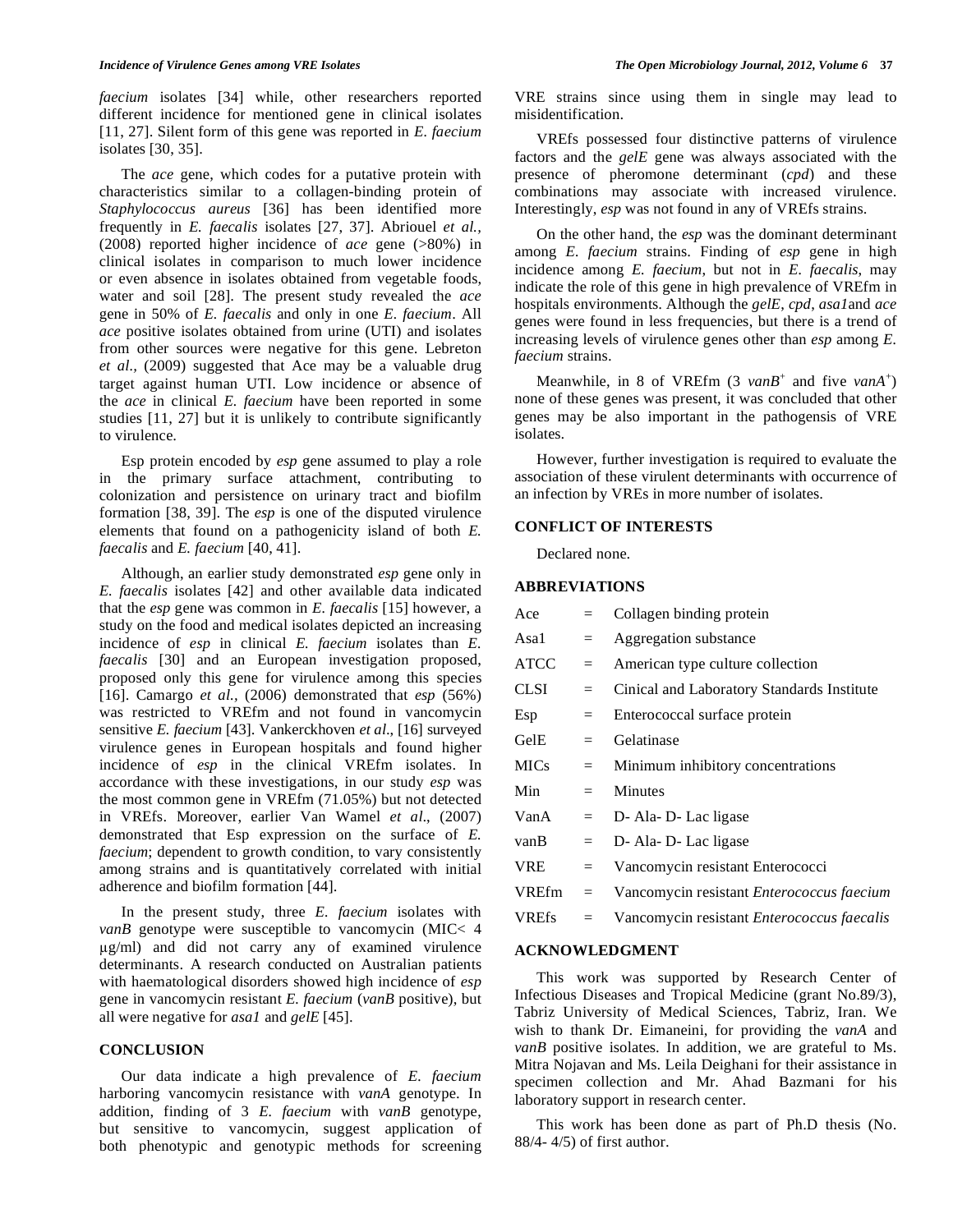*faecium* isolates [34] while, other researchers reported different incidence for mentioned gene in clinical isolates [11, 27]. Silent form of this gene was reported in *E. faecium* isolates [30, 35].

The *ace* gene, which codes for a putative protein with characteristics similar to a collagen-binding protein of *Staphylococcus aureus* [36] has been identified more frequently in *E. faecalis* isolates [27, 37]. Abriouel *et al.*, (2008) reported higher incidence of *ace* gene (>80%) in clinical isolates in comparison to much lower incidence or even absence in isolates obtained from vegetable foods, water and soil [28]. The present study revealed the *ace* gene in 50% of *E. faecalis* and only in one *E. faecium*. All *ace* positive isolates obtained from urine (UTI) and isolates from other sources were negative for this gene. Lebreton *et al*., (2009) suggested that Ace may be a valuable drug target against human UTI. Low incidence or absence of the *ace* in clinical *E. faecium* have been reported in some studies [11, 27] but it is unlikely to contribute significantly to virulence.

Esp protein encoded by *esp* gene assumed to play a role in the primary surface attachment, contributing to colonization and persistence on urinary tract and biofilm formation [38, 39]. The *esp* is one of the disputed virulence elements that found on a pathogenicity island of both *E. faecalis* and *E. faecium* [40, 41].

Although, an earlier study demonstrated *esp* gene only in *E. faecalis* isolates [42] and other available data indicated that the *esp* gene was common in *E. faecalis* [15] however, a study on the food and medical isolates depicted an increasing incidence of *esp* in clinical *E. faecium* isolates than *E. faecalis* [30] and an European investigation proposed, proposed only this gene for virulence among this species [16]. Camargo *et al.*, (2006) demonstrated that *esp* (56%) was restricted to VREfm and not found in vancomycin sensitive *E. faecium* [43]. Vankerckhoven *et al*., [16] surveyed virulence genes in European hospitals and found higher incidence of *esp* in the clinical VREfm isolates. In accordance with these investigations, in our study *esp* was the most common gene in VREfm (71.05%) but not detected in VREfs. Moreover, earlier Van Wamel *et al*., (2007) demonstrated that Esp expression on the surface of *E. faecium*; dependent to growth condition, to vary consistently among strains and is quantitatively correlated with initial adherence and biofilm formation [44].

In the present study, three *E. faecium* isolates with *vanB* genotype were susceptible to vancomycin (MIC< 4 μg/ml) and did not carry any of examined virulence determinants. A research conducted on Australian patients with haematological disorders showed high incidence of *esp* gene in vancomycin resistant *E. faecium* (*vanB* positive), but all were negative for *asa1* and *gelE* [45].

## CONCLUSION

Our data indicate a high prevalence of *E. faecium* harboring vancomycin resistance with *vanA* genotype. In addition, finding of 3 *E. faecium* with *vanB* genotype, but sensitive to vancomycin, suggest application of both phenotypic and genotypic methods for screening VRE strains since using them in single may lead to misidentification.

VREfs possessed four distinctive patterns of virulence factors and the *gelE* gene was always associated with the presence of pheromone determinant (*cpd*) and these combinations may associate with increased virulence. Interestingly, *esp* was not found in any of VREfs strains.

On the other hand, the *esp* was the dominant determinant among *E. faecium* strains. Finding of *esp* gene in high incidence among *E. faecium*, but not in *E. faecalis*, may indicate the role of this gene in high prevalence of VREfm in hospitals environments. Although the *gelE*, *cpd*, *asa1*and *ace* genes were found in less frequencies, but there is a trend of increasing levels of virulence genes other than *esp* among *E. faecium* strains.

Meanwhile, in 8 of VREfm (3 *vanB*$^+$ and five *vanA*$^+$) none of these genes was present, it was concluded that other genes may be also important in the pathogensis of VRE isolates.

However, further investigation is required to evaluate the association of these virulent determinants with occurrence of an infection by VREs in more number of isolates.

## CONFLICT OF INTERESTS

Declared none.

## ABBREVIATIONS

| | | |
|---|---|---|
| Ace | = | Collagen binding protein |
| Asa1 | = | Aggregation substance |
| ATCC | = | American type culture collection |
| CLSI | = | Cinical and Laboratory Standards Institute |
| Esp | = | Enterococcal surface protein |
| GelE | = | Gelatinase |
| MICs | = | Minimum inhibitory concentrations |
| Min | = | Minutes |
| VanA | = | D- Ala- D- Lac ligase |
| vanB | = | D- Ala- D- Lac ligase |
| VRE | = | Vancomycin resistant Enterococci |
| VREfm | = | Vancomycin resistant *Enterococcus faecium* |
| VREfs | = | Vancomycin resistant *Enterococcus faecalis* |

## ACKNOWLEDGMENT

This work was supported by Research Center of Infectious Diseases and Tropical Medicine (grant No.89/3), Tabriz University of Medical Sciences, Tabriz, Iran. We wish to thank Dr. Eimaneini, for providing the *vanA* and *vanB* positive isolates. In addition, we are grateful to Ms. Mitra Nojavan and Ms. Leila Deighani for their assistance in specimen collection and Mr. Ahad Bazmani for his laboratory support in research center.

This work has been done as part of Ph.D thesis (No. 88/4- 4/5) of first author.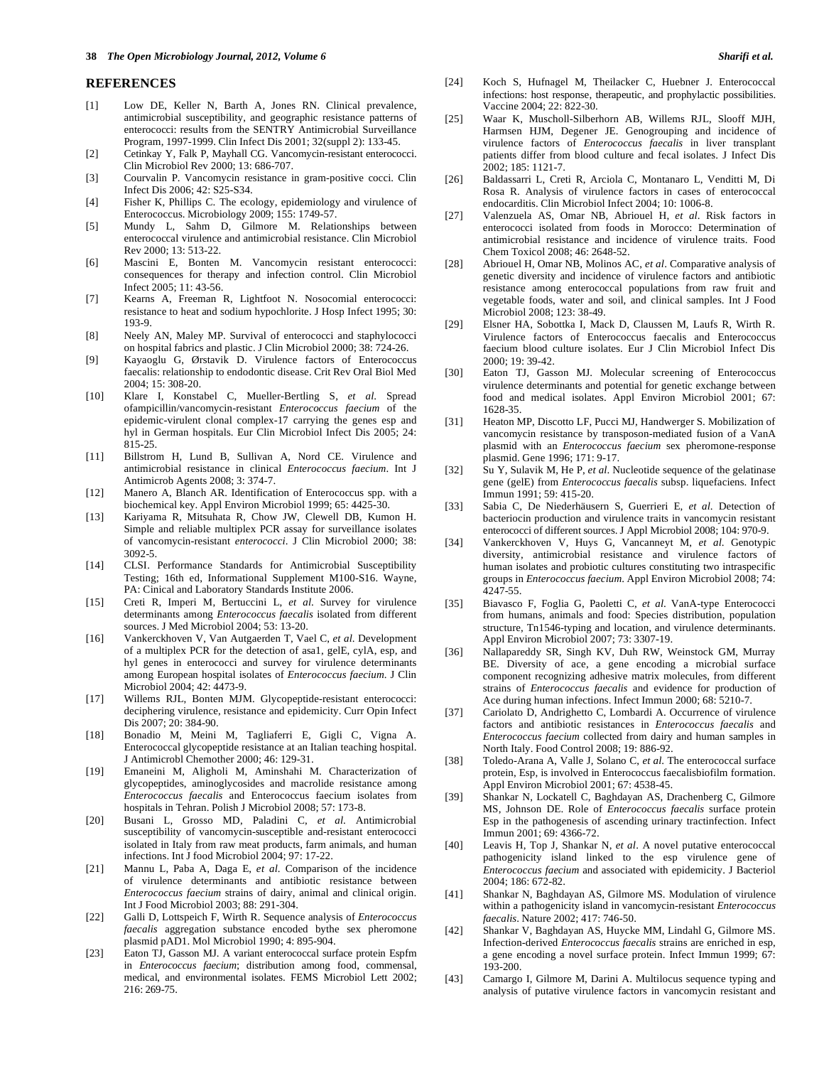## REFERENCES

[1] Low DE, Keller N, Barth A, Jones RN. Clinical prevalence, antimicrobial susceptibility, and geographic resistance patterns of enterococci: results from the SENTRY Antimicrobial Surveillance Program, 1997-1999. Clin Infect Dis 2001; 32(suppl 2): 133-45.

[2] Cetinkay Y, Falk P, Mayhall CG. Vancomycin-resistant enterococci. Clin Microbiol Rev 2000; 13: 686-707.

[3] Courvalin P. Vancomycin resistance in gram-positive cocci. Clin Infect Dis 2006; 42: S25-S34.

[4] Fisher K, Phillips C. The ecology, epidemiology and virulence of Enterococcus. Microbiology 2009; 155: 1749-57.

[5] Mundy L, Sahm D, Gilmore M. Relationships between enterococcal virulence and antimicrobial resistance. Clin Microbiol Rev 2000; 13: 513-22.

[6] Mascini E, Bonten M. Vancomycin resistant enterococci: consequences for therapy and infection control. Clin Microbiol Infect 2005; 11: 43-56.

[7] Kearns A, Freeman R, Lightfoot N. Nosocomial enterococci: resistance to heat and sodium hypochlorite. J Hosp Infect 1995; 30: 193-9.

[8] Neely AN, Maley MP. Survival of enterococci and staphylococci on hospital fabrics and plastic. J Clin Microbiol 2000; 38: 724-26.

[9] Kayaoglu G, Ørstavik D. Virulence factors of Enterococcus faecalis: relationship to endodontic disease. Crit Rev Oral Biol Med 2004; 15: 308-20.

[10] Klare I, Konstabel C, Mueller-Bertling S, *et al.* Spread ofampicillin/vancomycin-resistant *Enterococcus faecium* of the epidemic-virulent clonal complex-17 carrying the genes esp and hyl in German hospitals. Eur Clin Microbiol Infect Dis 2005; 24: 815-25.

[11] Billstrom H, Lund B, Sullivan A, Nord CE. Virulence and antimicrobial resistance in clinical *Enterococcus faecium*. Int J Antimicrob Agents 2008; 3: 374-7.

[12] Manero A, Blanch AR. Identification of Enterococcus spp. with a biochemical key. Appl Environ Microbiol 1999; 65: 4425-30.

[13] Kariyama R, Mitsuhata R, Chow JW, Clewell DB, Kumon H. Simple and reliable multiplex PCR assay for surveillance isolates of vancomycin-resistant *enterococci*. J Clin Microbiol 2000; 38: 3092-5.

[14] CLSI. Performance Standards for Antimicrobial Susceptibility Testing; 16th ed, Informational Supplement M100-S16. Wayne, PA: Cinical and Laboratory Standards Institute 2006.

[15] Creti R, Imperi M, Bertuccini L, *et al.* Survey for virulence determinants among *Enterococcus faecalis* isolated from different sources. J Med Microbiol 2004; 53: 13-20.

[16] Vankerckhoven V, Van Autgaerden T, Vael C, *et al.* Development of a multiplex PCR for the detection of asa1, gelE, cylA, esp, and hyl genes in enterococci and survey for virulence determinants among European hospital isolates of *Enterococcus faecium*. J Clin Microbiol 2004; 42: 4473-9.

[17] Willems RJL, Bonten MJM. Glycopeptide-resistant enterococci: deciphering virulence, resistance and epidemicity. Curr Opin Infect Dis 2007; 20: 384-90.

[18] Bonadio M, Meini M, Tagliaferri E, Gigli C, Vigna A. Enterococcal glycopeptide resistance at an Italian teaching hospital. J Antimicrobl Chemother 2000; 46: 129-31.

[19] Emaneini M, Aligholi M, Aminshahi M. Characterization of glycopeptides, aminoglycosides and macrolide resistance among *Enterococcus faecalis* and Enterococcus faecium isolates from hospitals in Tehran. Polish J Microbiol 2008; 57: 173-8.

[20] Busani L, Grosso MD, Paladini C, *et al.* Antimicrobial susceptibility of vancomycin-susceptible and-resistant enterococci isolated in Italy from raw meat products, farm animals, and human infections. Int J food Microbiol 2004; 97: 17-22.

[21] Mannu L, Paba A, Daga E, *et al.* Comparison of the incidence of virulence determinants and antibiotic resistance between *Enterococcus faecium* strains of dairy, animal and clinical origin. Int J Food Microbiol 2003; 88: 291-304.

[22] Galli D, Lottspeich F, Wirth R. Sequence analysis of *Enterococcus faecalis* aggregation substance encoded bythe sex pheromone plasmid pAD1. Mol Microbiol 1990; 4: 895-904.

[23] Eaton TJ, Gasson MJ. A variant enterococcal surface protein Espfm in *Enterococcus faecium*; distribution among food, commensal, medical, and environmental isolates. FEMS Microbiol Lett 2002; 216: 269-75.

[24] Koch S, Hufnagel M, Theilacker C, Huebner J. Enterococcal infections: host response, therapeutic, and prophylactic possibilities. Vaccine 2004; 22: 822-30.

[25] Waar K, Muscholl-Silberhorn AB, Willems RJL, Slooff MJH, Harmsen HJM, Degener JE. Genogrouping and incidence of virulence factors of *Enterococcus faecalis* in liver transplant patients differ from blood culture and fecal isolates. J Infect Dis 2002; 185: 1121-7.

[26] Baldassarri L, Creti R, Arciola C, Montanaro L, Venditti M, Di Rosa R. Analysis of virulence factors in cases of enterococcal endocarditis. Clin Microbiol Infect 2004; 10: 1006-8.

[27] Valenzuela AS, Omar NB, Abriouel H, *et al*. Risk factors in enterococci isolated from foods in Morocco: Determination of antimicrobial resistance and incidence of virulence traits. Food Chem Toxicol 2008; 46: 2648-52.

[28] Abriouel H, Omar NB, Molinos AC, *et al*. Comparative analysis of genetic diversity and incidence of virulence factors and antibiotic resistance among enterococcal populations from raw fruit and vegetable foods, water and soil, and clinical samples. Int J Food Microbiol 2008; 123: 38-49.

[29] Elsner HA, Sobottka I, Mack D, Claussen M, Laufs R, Wirth R. Virulence factors of Enterococcus faecalis and Enterococcus faecium blood culture isolates. Eur J Clin Microbiol Infect Dis 2000; 19: 39-42.

[30] Eaton TJ, Gasson MJ. Molecular screening of Enterococcus virulence determinants and potential for genetic exchange between food and medical isolates. Appl Environ Microbiol 2001; 67: 1628-35.

[31] Heaton MP, Discotto LF, Pucci MJ, Handwerger S. Mobilization of vancomycin resistance by transposon-mediated fusion of a VanA plasmid with an *Enterococcus faecium* sex pheromone-response plasmid. Gene 1996; 171: 9-17.

[32] Su Y, Sulavik M, He P, *et al*. Nucleotide sequence of the gelatinase gene (gelE) from *Enterococcus faecalis* subsp. liquefaciens. Infect Immun 1991; 59: 415-20.

[33] Sabia C, De Niederhäusern S, Guerrieri E, *et al*. Detection of bacteriocin production and virulence traits in vancomycin resistant enterococci of different sources. J Appl Microbiol 2008; 104: 970-9.

[34] Vankerckhoven V, Huys G, Vancanneyt M, *et al*. Genotypic diversity, antimicrobial resistance and virulence factors of human isolates and probiotic cultures constituting two intraspecific groups in *Enterococcus faecium*. Appl Environ Microbiol 2008; 74: 4247-55.

[35] Biavasco F, Foglia G, Paoletti C, *et al*. VanA-type Enterococci from humans, animals and food: Species distribution, population structure, Tn1546-typing and location, and virulence determinants. Appl Environ Microbiol 2007; 73: 3307-19.

[36] Nallapareddy SR, Singh KV, Duh RW, Weinstock GM, Murray BE. Diversity of ace, a gene encoding a microbial surface component recognizing adhesive matrix molecules, from different strains of *Enterococcus faecalis* and evidence for production of Ace during human infections. Infect Immun 2000; 68: 5210-7.

[37] Cariolato D, Andrighetto C, Lombardi A. Occurrence of virulence factors and antibiotic resistances in *Enterococcus faecalis* and *Enterococcus faecium* collected from dairy and human samples in North Italy. Food Control 2008; 19: 886-92.

[38] Toledo-Arana A, Valle J, Solano C, *et al*. The enterococcal surface protein, Esp, is involved in Enterococcus faecalisbiofilm formation. Appl Environ Microbiol 2001; 67: 4538-45.

[39] Shankar N, Lockatell C, Baghdayan AS, Drachenberg C, Gilmore MS, Johnson DE. Role of *Enterococcus faecalis* surface protein Esp in the pathogenesis of ascending urinary tractinfection. Infect Immun 2001; 69: 4366-72.

[40] Leavis H, Top J, Shankar N, *et al*. A novel putative enterococcal pathogenicity island linked to the esp virulence gene of *Enterococcus faecium* and associated with epidemicity. J Bacteriol 2004; 186: 672-82.

[41] Shankar N, Baghdayan AS, Gilmore MS. Modulation of virulence within a pathogenicity island in vancomycin-resistant *Enterococcus faecalis*. Nature 2002; 417: 746-50.

[42] Shankar V, Baghdayan AS, Huycke MM, Lindahl G, Gilmore MS. Infection-derived *Enterococcus faecalis* strains are enriched in esp, a gene encoding a novel surface protein. Infect Immun 1999; 67: 193-200.

[43] Camargo I, Gilmore M, Darini A. Multilocus sequence typing and analysis of putative virulence factors in vancomycin resistant and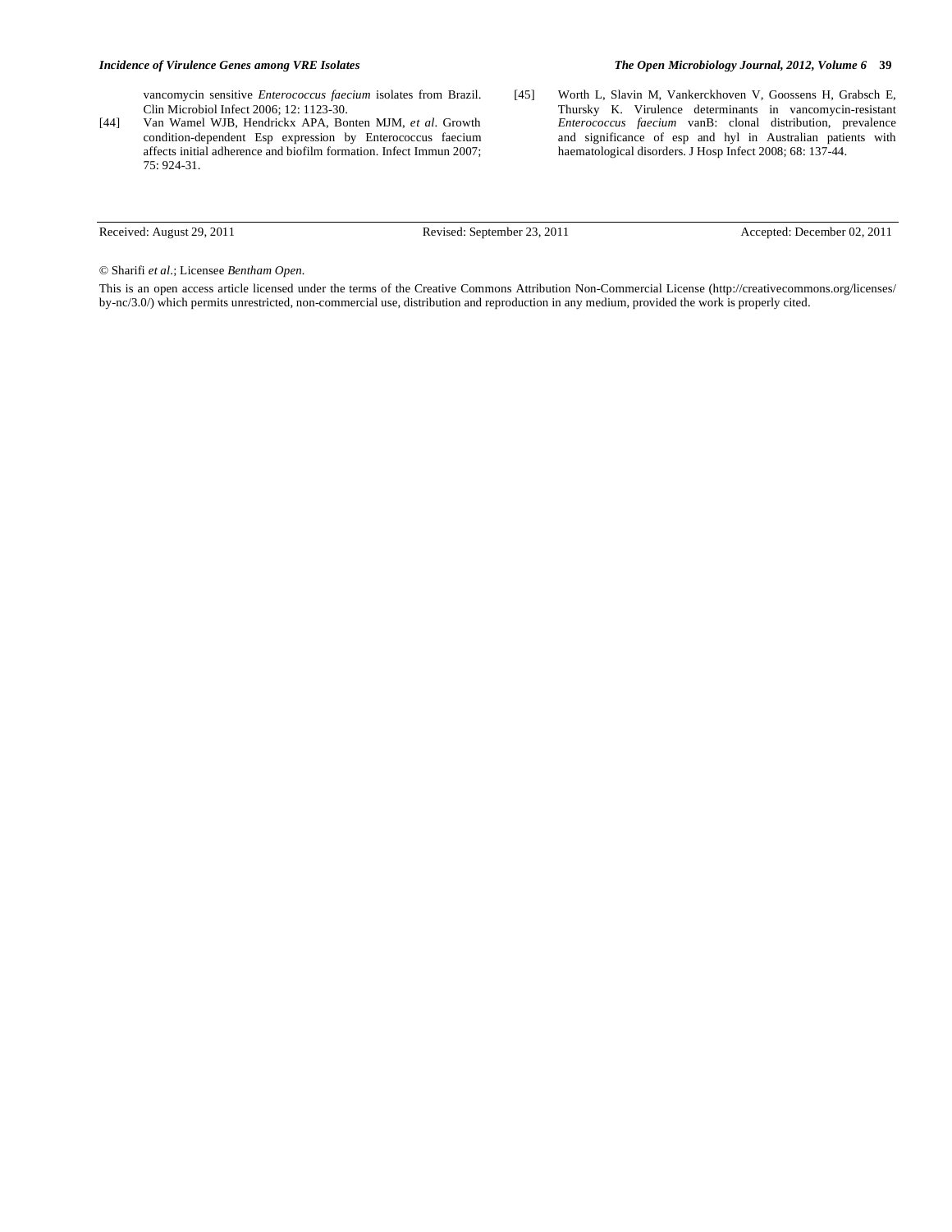vancomycin sensitive *Enterococcus faecium* isolates from Brazil. Clin Microbiol Infect 2006; 12: 1123-30.

[44] Van Wamel WJB, Hendrickx APA, Bonten MJM, *et al*. Growth condition-dependent Esp expression by Enterococcus faecium affects initial adherence and biofilm formation. Infect Immun 2007; 75: 924-31.

[45] Worth L, Slavin M, Vankerckhoven V, Goossens H, Grabsch E, Thursky K. Virulence determinants in vancomycin-resistant *Enterococcus faecium* vanB: clonal distribution, prevalence and significance of esp and hyl in Australian patients with haematological disorders. J Hosp Infect 2008; 68: 137-44.

Received: August 29, 2011 Revised: September 23, 2011 Accepted: December 02, 2011

© Sharifi *et al*.; Licensee *Bentham Open.*

This is an open access article licensed under the terms of the Creative Commons Attribution Non-Commercial License (http://creativecommons.org/licenses/by-nc/3.0/) which permits unrestricted, non-commercial use, distribution and reproduction in any medium, provided the work is properly cited.